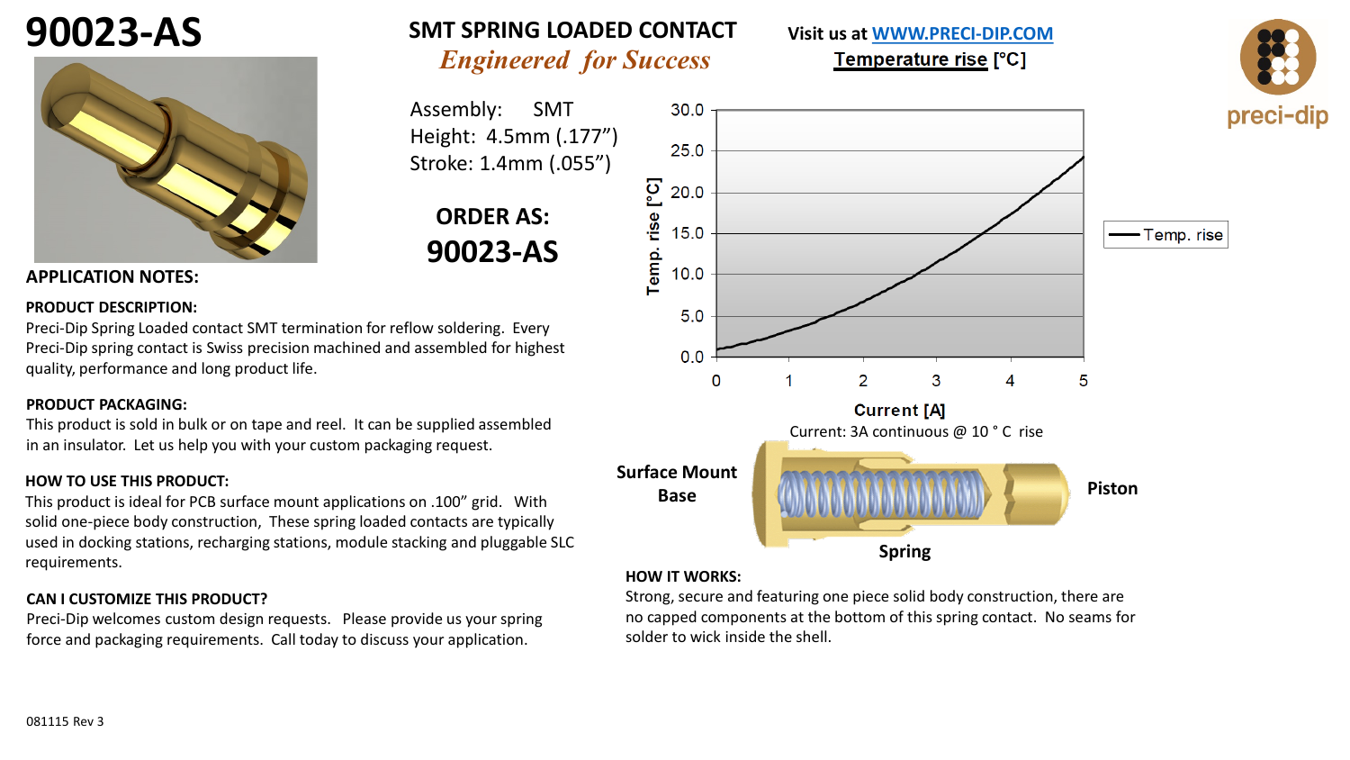# 90023-AS

## SMT SPRING LOADED CONTACT

*Engineered for Success*

Visit us at WWW.PRECI-DIP.COM

Assembly: SMT
Height: 4.5mm (.177”)
Stroke: 1.4mm (.055”)

**ORDER AS:**
**90023-AS**

**Temperature rise [°C]**

Current: 3A continuous @ 10 ° C rise

Surface Mount Base

Piston

Spring

## APPLICATION NOTES:

**PRODUCT DESCRIPTION:**
Preci-Dip Spring Loaded contact SMT termination for reflow soldering. Every Preci-Dip spring contact is Swiss precision machined and assembled for highest quality, performance and long product life.

**PRODUCT PACKAGING:**
This product is sold in bulk or on tape and reel. It can be supplied assembled in an insulator. Let us help you with your custom packaging request.

**HOW TO USE THIS PRODUCT:**
This product is ideal for PCB surface mount applications on .100” grid. With solid one-piece body construction, These spring loaded contacts are typically used in docking stations, recharging stations, module stacking and pluggable SLC requirements.

**CAN I CUSTOMIZE THIS PRODUCT?**
Preci-Dip welcomes custom design requests. Please provide us your spring force and packaging requirements. Call today to discuss your application.

**HOW IT WORKS:**
Strong, secure and featuring one piece solid body construction, there are no capped components at the bottom of this spring contact. No seams for solder to wick inside the shell.

081115 Rev 3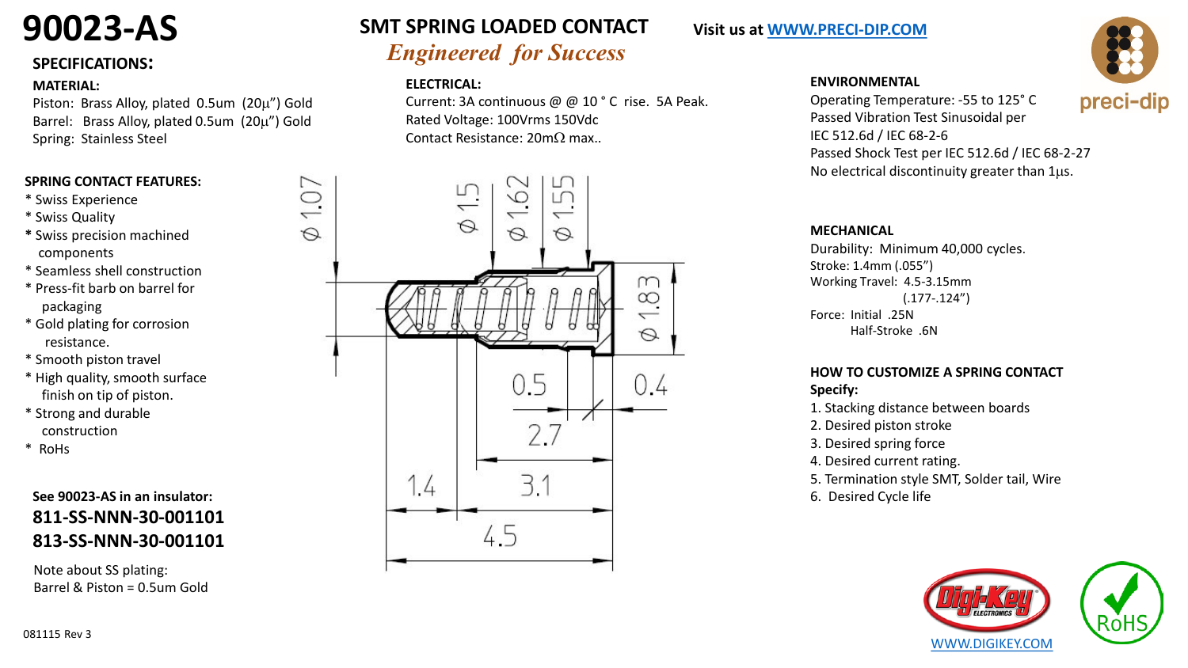# 90023-AS

## SMT SPRING LOADED CONTACT

*Engineered for Success*

**Visit us at WWW.PRECI-DIP.COM**

preci-dip

### SPECIFICATIONS:

**MATERIAL:**

Piston: Brass Alloy, plated 0.5um (20µ") Gold
Barrel: Brass Alloy, plated 0.5um (20µ") Gold
Spring: Stainless Steel

**SPRING CONTACT FEATURES:**

* Swiss Experience
* Swiss Quality
* Swiss precision machined components
* Seamless shell construction
* Press-fit barb on barrel for packaging
* Gold plating for corrosion resistance.
* Smooth piston travel
* High quality, smooth surface finish on tip of piston.
* Strong and durable construction
* RoHS

**See 90023-AS in an insulator:**

**811-SS-NNN-30-001101**

**813-SS-NNN-30-001101**

Note about SS plating:
Barrel & Piston = 0.5um Gold

**ELECTRICAL:**

Current: 3A continuous @ @ 10 ° C rise. 5A Peak.
Rated Voltage: 100Vrms 150Vdc
Contact Resistance: 20mΩ max..

ϕ1.07
ϕ1.5
ϕ1.62
ϕ1.55
ϕ1.83
0.5
0.4
2.7
1.4
3.1
4.5

**ENVIRONMENTAL**

Operating Temperature: -55 to 125° C
Passed Vibration Test Sinusoidal per IEC 512.6d / IEC 68-2-6
Passed Shock Test per IEC 512.6d / IEC 68-2-27
No electrical discontinuity greater than 1µs.

**MECHANICAL**

Durability: Minimum 40,000 cycles.
Stroke: 1.4mm (.055")
Working Travel: 4.5-3.15mm (.177-.124")
Force: Initial .25N
Half-Stroke .6N

**HOW TO CUSTOMIZE A SPRING CONTACT**

**Specify:**

1. Stacking distance between boards
2. Desired piston stroke
3. Desired spring force
4. Desired current rating.
5. Termination style SMT, Solder tail, Wire
6. Desired Cycle life

WWW.DIGIKEY.COM

RoHS

081115 Rev 3